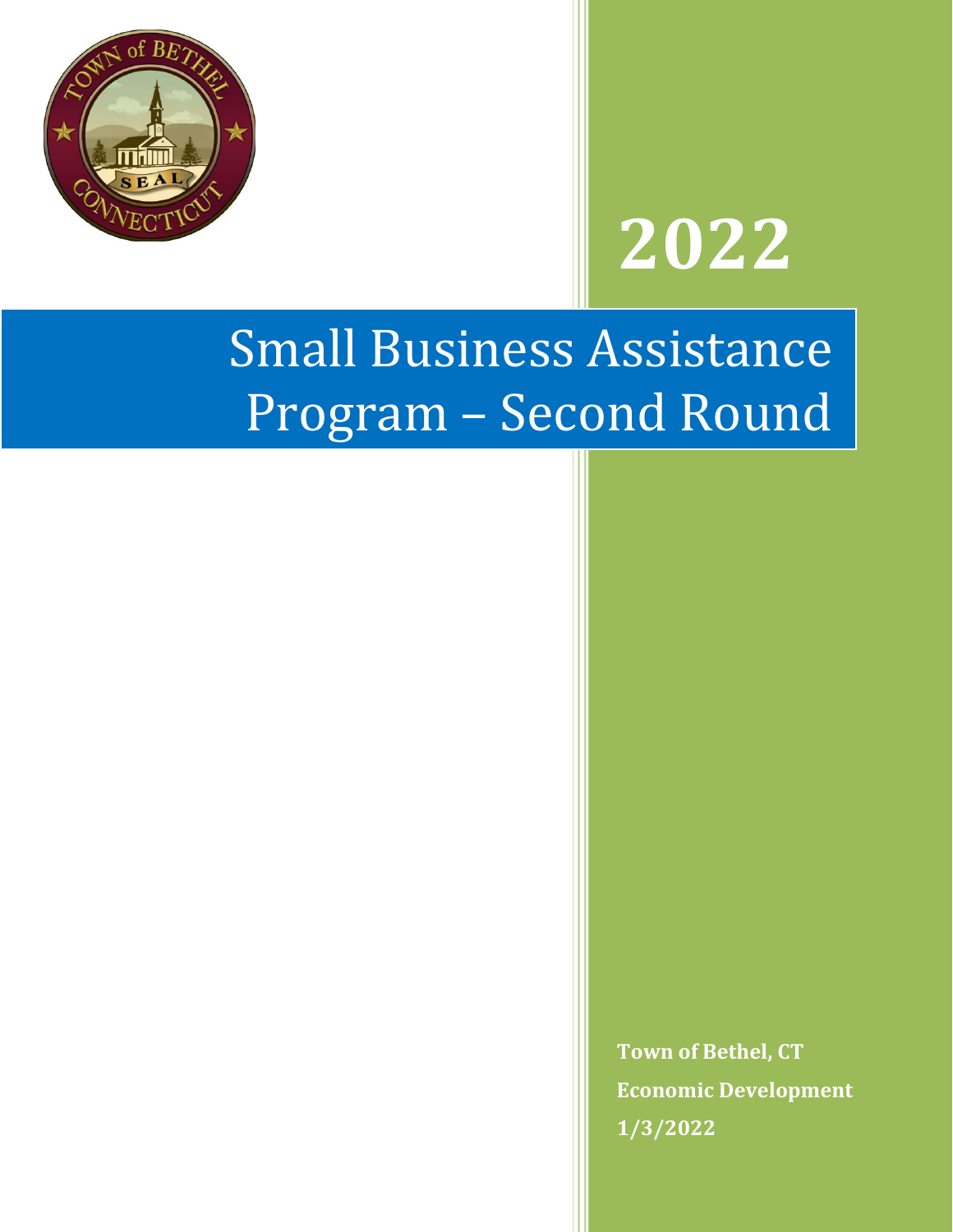# 2022

# Small Business Assistance Program – Second Round

**Town of Bethel, CT**

**Economic Development**

**1/3/2022**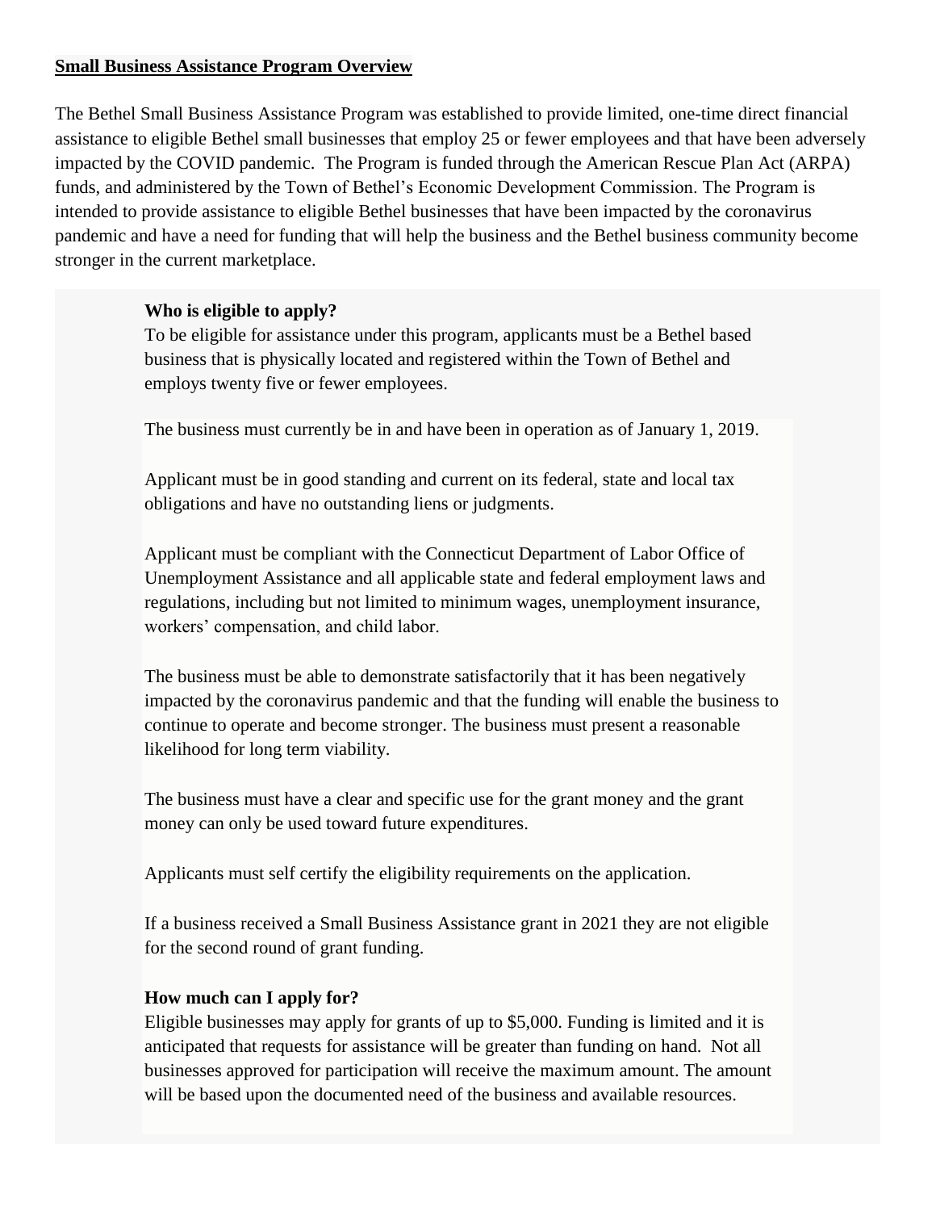**Small Business Assistance Program Overview**

The Bethel Small Business Assistance Program was established to provide limited, one-time direct financial assistance to eligible Bethel small businesses that employ 25 or fewer employees and that have been adversely impacted by the COVID pandemic. The Program is funded through the American Rescue Plan Act (ARPA) funds, and administered by the Town of Bethel's Economic Development Commission. The Program is intended to provide assistance to eligible Bethel businesses that have been impacted by the coronavirus pandemic and have a need for funding that will help the business and the Bethel business community become stronger in the current marketplace.

**Who is eligible to apply?**

To be eligible for assistance under this program, applicants must be a Bethel based business that is physically located and registered within the Town of Bethel and employs twenty five or fewer employees.

The business must currently be in and have been in operation as of January 1, 2019.

Applicant must be in good standing and current on its federal, state and local tax obligations and have no outstanding liens or judgments.

Applicant must be compliant with the Connecticut Department of Labor Office of Unemployment Assistance and all applicable state and federal employment laws and regulations, including but not limited to minimum wages, unemployment insurance, workers' compensation, and child labor.

The business must be able to demonstrate satisfactorily that it has been negatively impacted by the coronavirus pandemic and that the funding will enable the business to continue to operate and become stronger. The business must present a reasonable likelihood for long term viability.

The business must have a clear and specific use for the grant money and the grant money can only be used toward future expenditures.

Applicants must self certify the eligibility requirements on the application.

If a business received a Small Business Assistance grant in 2021 they are not eligible for the second round of grant funding.

**How much can I apply for?**

Eligible businesses may apply for grants of up to $5,000. Funding is limited and it is anticipated that requests for assistance will be greater than funding on hand. Not all businesses approved for participation will receive the maximum amount. The amount will be based upon the documented need of the business and available resources.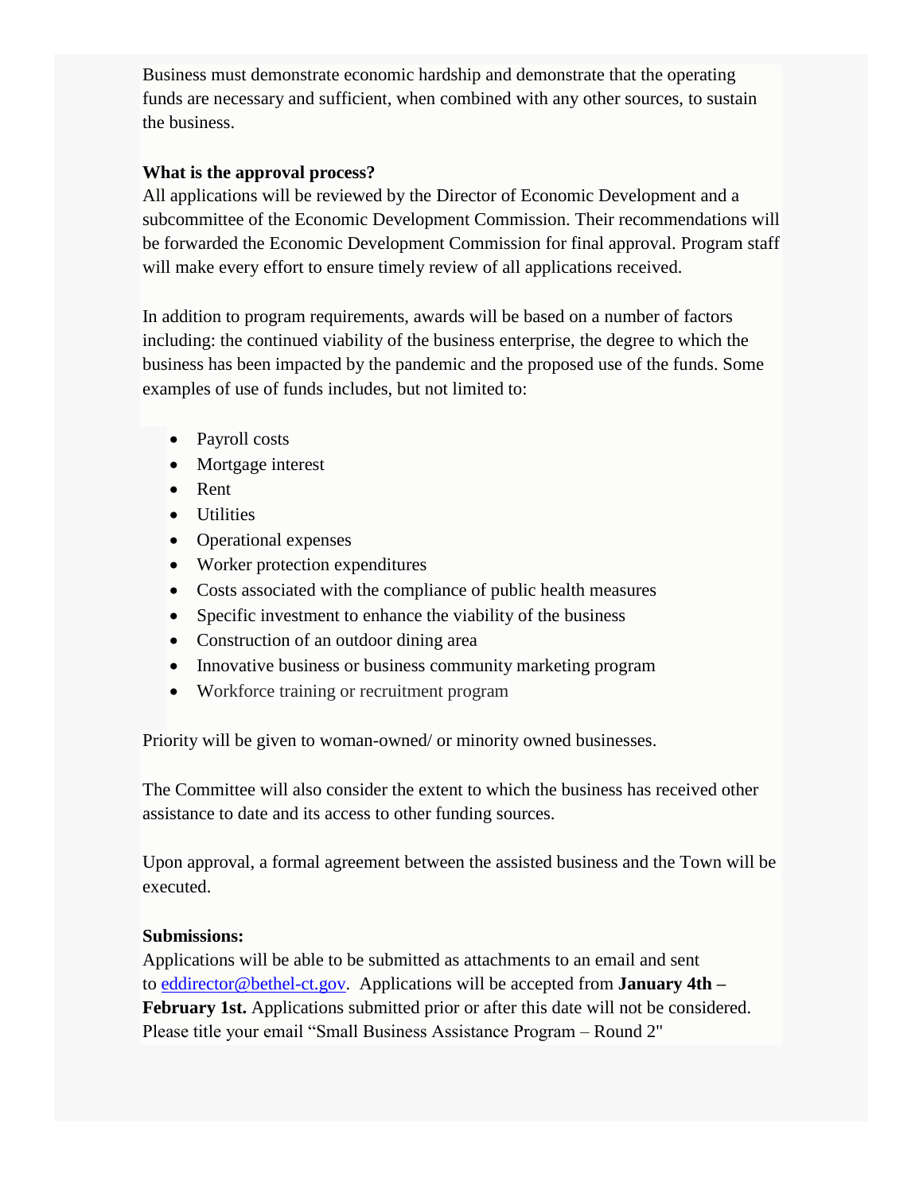Business must demonstrate economic hardship and demonstrate that the operating funds are necessary and sufficient, when combined with any other sources, to sustain the business.

**What is the approval process?**

All applications will be reviewed by the Director of Economic Development and a subcommittee of the Economic Development Commission. Their recommendations will be forwarded the Economic Development Commission for final approval. Program staff will make every effort to ensure timely review of all applications received.

In addition to program requirements, awards will be based on a number of factors including: the continued viability of the business enterprise, the degree to which the business has been impacted by the pandemic and the proposed use of the funds. Some examples of use of funds includes, but not limited to:

- Payroll costs
- Mortgage interest
- Rent
- Utilities
- Operational expenses
- Worker protection expenditures
- Costs associated with the compliance of public health measures
- Specific investment to enhance the viability of the business
- Construction of an outdoor dining area
- Innovative business or business community marketing program
- Workforce training or recruitment program

Priority will be given to woman-owned/ or minority owned businesses.

The Committee will also consider the extent to which the business has received other assistance to date and its access to other funding sources.

Upon approval, a formal agreement between the assisted business and the Town will be executed.

**Submissions:**

Applications will be able to be submitted as attachments to an email and sent to eddirector@bethel-ct.gov. Applications will be accepted from **January 4th – February 1st.** Applications submitted prior or after this date will not be considered. Please title your email “Small Business Assistance Program – Round 2"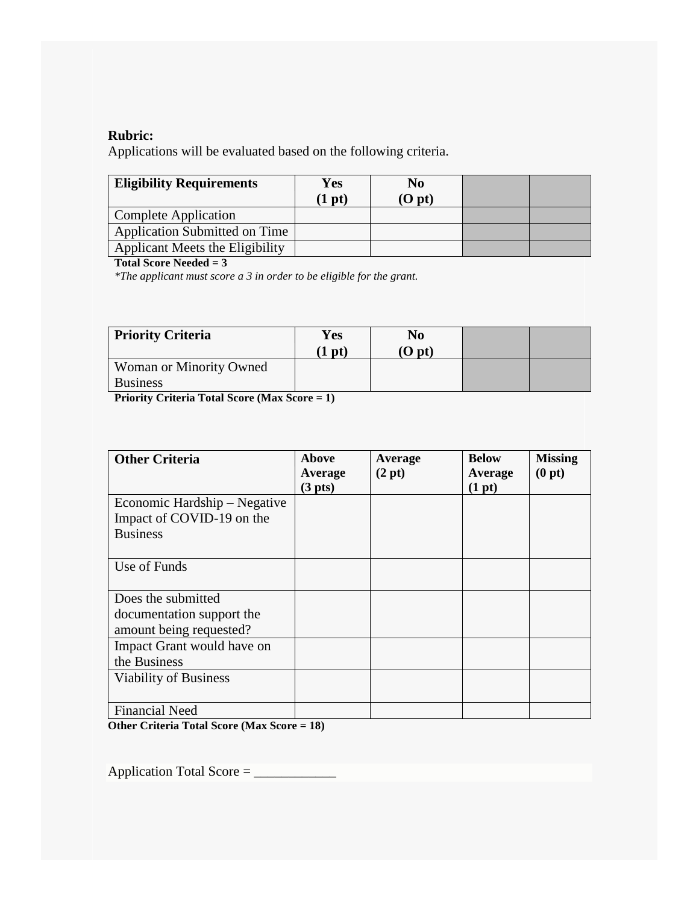**Rubric:**

Applications will be evaluated based on the following criteria.

| Eligibility Requirements | Yes (1 pt) | No (O pt) | | |
|---|---|---|---|---|
| Complete Application | | | | |
| Application Submitted on Time | | | | |
| Applicant Meets the Eligibility | | | | |

**Total Score Needed = 3**

*\*The applicant must score a 3 in order to be eligible for the grant.*

| Priority Criteria | Yes (1 pt) | No (O pt) | | |
|---|---|---|---|---|
| Woman or Minority Owned Business | | | | |

**Priority Criteria Total Score (Max Score = 1)**

| Other Criteria | Above Average (3 pts) | Average (2 pt) | Below Average (1 pt) | Missing (0 pt) |
|---|---|---|---|---|
| Economic Hardship – Negative Impact of COVID-19 on the Business | | | | |
| Use of Funds | | | | |
| Does the submitted documentation support the amount being requested? | | | | |
| Impact Grant would have on the Business | | | | |
| Viability of Business | | | | |
| Financial Need | | | | |

**Other Criteria Total Score (Max Score = 18)**

Application Total Score = ____________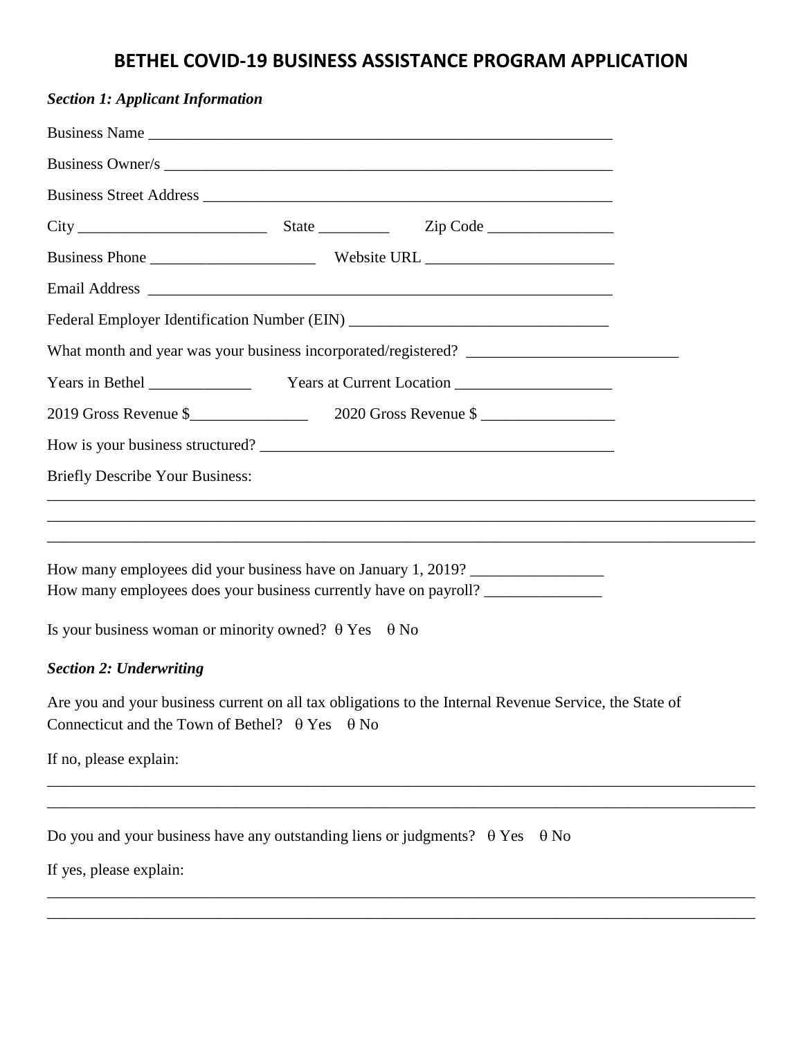# BETHEL COVID-19 BUSINESS ASSISTANCE PROGRAM APPLICATION

***Section 1: Applicant Information***

Business Name ____________________________________________________________

Business Owner/s __________________________________________________________

Business Street Address ____________________________________________________

City ________________________ State _________ Zip Code ________________

Business Phone _____________________ Website URL ________________________

Email Address ____________________________________________________________

Federal Employer Identification Number (EIN) _________________________________

What month and year was your business incorporated/registered? __________________________

Years in Bethel _____________ Years at Current Location ____________________

2019 Gross Revenue $_______________ 2020 Gross Revenue $ _________________

How is your business structured? _____________________________________________

Briefly Describe Your Business:

______________________________________________________________________________________

______________________________________________________________________________________

______________________________________________________________________________________

How many employees did your business have on January 1, 2019? _________________

How many employees does your business currently have on payroll? _______________

Is your business woman or minority owned? θ Yes θ No

***Section 2: Underwriting***

Are you and your business current on all tax obligations to the Internal Revenue Service, the State of Connecticut and the Town of Bethel? θ Yes θ No

If no, please explain:

______________________________________________________________________________________

______________________________________________________________________________________

Do you and your business have any outstanding liens or judgments? θ Yes θ No

If yes, please explain:

______________________________________________________________________________________

______________________________________________________________________________________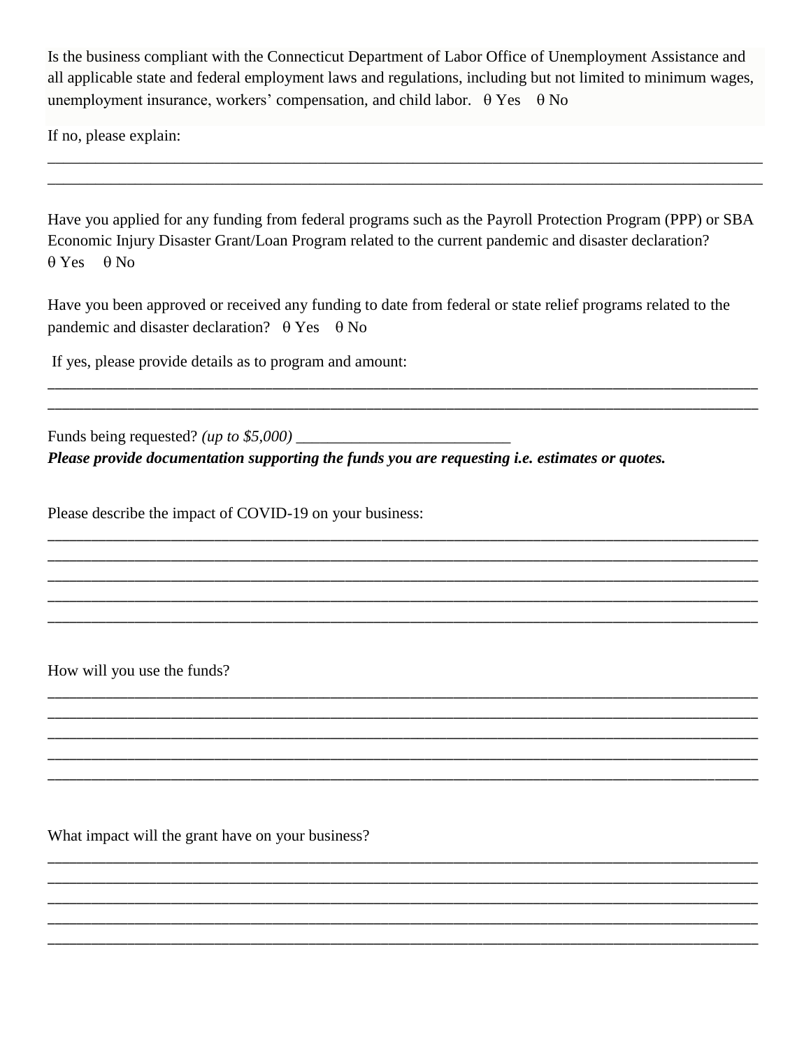Is the business compliant with the Connecticut Department of Labor Office of Unemployment Assistance and all applicable state and federal employment laws and regulations, including but not limited to minimum wages, unemployment insurance, workers' compensation, and child labor. θ Yes θ No

If no, please explain:

______________________________________________________________________________________________
______________________________________________________________________________________________

Have you applied for any funding from federal programs such as the Payroll Protection Program (PPP) or SBA Economic Injury Disaster Grant/Loan Program related to the current pandemic and disaster declaration? θ Yes θ No

Have you been approved or received any funding to date from federal or state relief programs related to the pandemic and disaster declaration? θ Yes θ No

If yes, please provide details as to program and amount:

______________________________________________________________________________________________
______________________________________________________________________________________________

Funds being requested? *(up to $5,000)* ___________________________

***Please provide documentation supporting the funds you are requesting i.e. estimates or quotes.***

Please describe the impact of COVID-19 on your business:

______________________________________________________________________________________________
______________________________________________________________________________________________
______________________________________________________________________________________________
______________________________________________________________________________________________
______________________________________________________________________________________________

How will you use the funds?

______________________________________________________________________________________________
______________________________________________________________________________________________
______________________________________________________________________________________________
______________________________________________________________________________________________
______________________________________________________________________________________________

What impact will the grant have on your business?

______________________________________________________________________________________________
______________________________________________________________________________________________
______________________________________________________________________________________________
______________________________________________________________________________________________
______________________________________________________________________________________________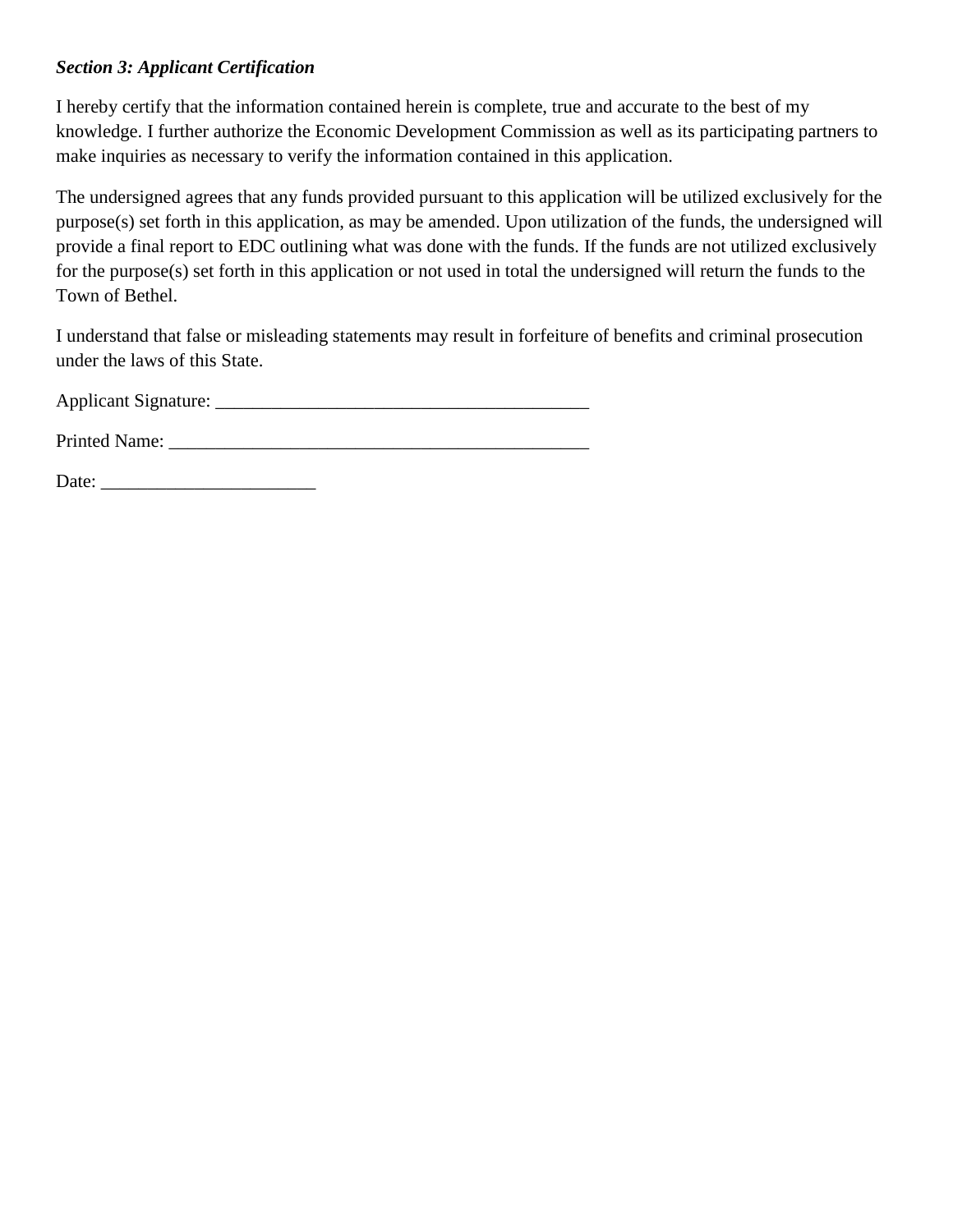***Section 3: Applicant Certification***

I hereby certify that the information contained herein is complete, true and accurate to the best of my knowledge. I further authorize the Economic Development Commission as well as its participating partners to make inquiries as necessary to verify the information contained in this application.

The undersigned agrees that any funds provided pursuant to this application will be utilized exclusively for the purpose(s) set forth in this application, as may be amended. Upon utilization of the funds, the undersigned will provide a final report to EDC outlining what was done with the funds. If the funds are not utilized exclusively for the purpose(s) set forth in this application or not used in total the undersigned will return the funds to the Town of Bethel.

I understand that false or misleading statements may result in forfeiture of benefits and criminal prosecution under the laws of this State.

Applicant Signature: ________________________________________

Printed Name: ______________________________________________

Date: _______________________